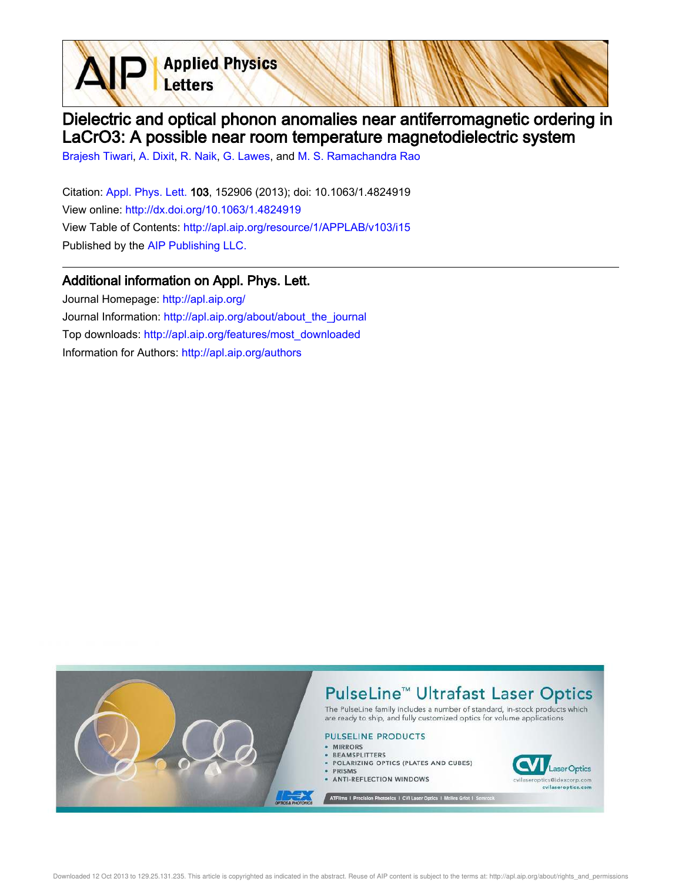# Dielectric and optical phonon anomalies near antiferromagnetic ordering in LaCrO3: A possible near room temperature magnetodielectric system

Brajesh Tiwari, A. Dixit, R. Naik, G. Lawes, and M. S. Ramachandra Rao

Citation: Appl. Phys. Lett. **103**, 152906 (2013); doi: 10.1063/1.4824919

View online: http://dx.doi.org/10.1063/1.4824919

View Table of Contents: http://apl.aip.org/resource/1/APPLAB/v103/i15

Published by the AIP Publishing LLC.

## Additional information on Appl. Phys. Lett.

Journal Homepage: http://apl.aip.org/

Journal Information: http://apl.aip.org/about/about_the_journal

Top downloads: http://apl.aip.org/features/most_downloaded

Information for Authors: http://apl.aip.org/authors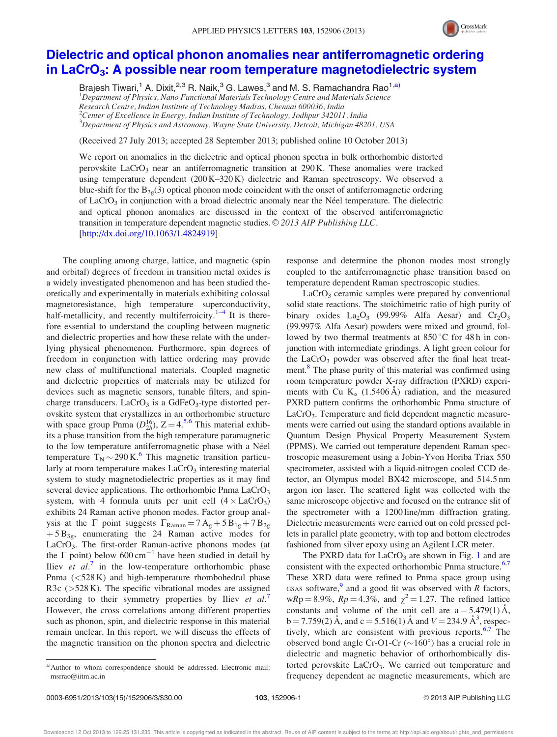# Dielectric and optical phonon anomalies near antiferromagnetic ordering in $LaCrO_3$: A possible near room temperature magnetodielectric system

Brajesh Tiwari,[1] A. Dixit,[2,3] R. Naik,[3] G. Lawes,[3] and M. S. Ramachandra Rao[1,a)]

[1]Department of Physics, Nano Functional Materials Technology Centre and Materials Science Research Centre, Indian Institute of Technology Madras, Chennai 600036, India
[2]Center of Excellence in Energy, Indian Institute of Technology, Jodhpur 342011, India
[3]Department of Physics and Astronomy, Wayne State University, Detroit, Michigan 48201, USA

(Received 27 July 2013; accepted 28 September 2013; published online 10 October 2013)

We report on anomalies in the dielectric and optical phonon spectra in bulk orthorhombic distorted perovskite $LaCrO_3$ near an antiferromagnetic transition at 290 K. These anomalies were tracked using temperature dependent (200 K–320 K) dielectric and Raman spectroscopy. We observed a blue-shift for the $B_{3g}(3)$ optical phonon mode coincident with the onset of antiferromagnetic ordering of $LaCrO_3$ in conjunction with a broad dielectric anomaly near the Néel temperature. The dielectric and optical phonon anomalies are discussed in the context of the observed antiferromagnetic transition in temperature dependent magnetic studies. © 2013 AIP Publishing LLC. [http://dx.doi.org/10.1063/1.4824919]

The coupling among charge, lattice, and magnetic (spin and orbital) degrees of freedom in transition metal oxides is a widely investigated phenomenon and has been studied theoretically and experimentally in materials exhibiting colossal magnetoresistance, high temperature superconductivity, half-metallicity, and recently multiferroicity.[1–4] It is therefore essential to understand the coupling between magnetic and dielectric properties and how these relate with the underlying physical phenomenon. Furthermore, spin degrees of freedom in conjunction with lattice ordering may provide new class of multifunctional materials. Coupled magnetic and dielectric properties of materials may be utilized for devices such as magnetic sensors, tunable filters, and spin-charge transducers. $LaCrO_3$ is a $GdFeO_3$-type distorted perovskite system that crystallizes in an orthorhombic structure with space group Pnma ($D_{2h}^{16}$), Z = 4.[5,6] This material exhibits a phase transition from the high temperature paramagnetic to the low temperature antiferromagnetic phase with a Néel temperature $T_N \sim 290$ K.[6] This magnetic transition particularly at room temperature makes $LaCrO_3$ interesting material system to study magnetodielectric properties as it may find several device applications. The orthorhombic Pnma $LaCrO_3$ system, with 4 formula units per unit cell ($4 \times LaCrO_3$) exhibits 24 Raman active phonon modes. Factor group analysis at the Γ point suggests $\Gamma_{Raman} = 7A_g + 5B_{1g} + 7B_{2g} + 5B_{3g}$, enumerating the 24 Raman active modes for $LaCrO_3$. The first-order Raman-active phonons modes (at the Γ point) below 600 $cm^{-1}$ have been studied in detail by Iliev *et al.*[7] in the low-temperature orthorhombic phase Pnma (<528 K) and high-temperature rhombohedral phase $R\bar{3}c$ (>528 K). The specific vibrational modes are assigned according to their symmetry properties by Iliev *et al.*[7] However, the cross correlations among different properties such as phonon, spin, and dielectric response in this material remain unclear. In this report, we will discuss the effects of the magnetic transition on the phonon spectra and dielectric response and determine the phonon modes most strongly coupled to the antiferromagnetic phase transition based on temperature dependent Raman spectroscopic studies.

$LaCrO_3$ ceramic samples were prepared by conventional solid state reactions. The stoichimetric ratio of high purity of binary oxides $La_2O_3$ (99.99% Alfa Aesar) and $Cr_2O_3$ (99.997% Alfa Aesar) powders were mixed and ground, followed by two thermal treatments at 850 °C for 48 h in conjunction with intermediate grindings. A light green colour for the $LaCrO_3$ powder was observed after the final heat treatment.[8] The phase purity of this material was confirmed using room temperature powder X-ray diffraction (PXRD) experiments with Cu $K_\alpha$ (1.5406 Å) radiation, and the measured PXRD pattern confirms the orthorhombic Pnma structure of $LaCrO_3$. Temperature and field dependent magnetic measurements were carried out using the standard options available in Quantum Design Physical Property Measurement System (PPMS). We carried out temperature dependent Raman spectroscopic measurement using a Jobin-Yvon Horiba Triax 550 spectrometer, assisted with a liquid-nitrogen cooled CCD detector, an Olympus model BX42 microscope, and 514.5 nm argon ion laser. The scattered light was collected with the same microscope objective and focused on the entrance slit of the spectrometer with a 1200 line/mm diffraction grating. Dielectric measurements were carried out on cold pressed pellets in parallel plate geometry, with top and bottom electrodes fashioned from silver epoxy using an Agilent LCR meter.

The PXRD data for $LaCrO_3$ are shown in Fig. 1 and are consistent with the expected orthorhombic Pnma structure.[6,7] These XRD data were refined to Pnma space group using GSAS software,[9] and a good fit was observed with *R* factors, $wRp = 8.9\%$, $Rp = 4.3\%$, and $\chi^2 = 1.27$. The refined lattice constants and volume of the unit cell are a = 5.479(1) Å, b = 7.759(2) Å, and c = 5.516(1) Å and $V = 234.9$ Å$^3$, respectively, which are consistent with previous reports.[6,7] The observed bond angle Cr-O1-Cr (~160°) has a crucial role in dielectric and magnetic behavior of orthorhombically distorted perovskite $LaCrO_3$. We carried out temperature and frequency dependent ac magnetic measurements, which are

a)Author to whom correspondence should be addressed. Electronic mail: msrrao@iitm.ac.in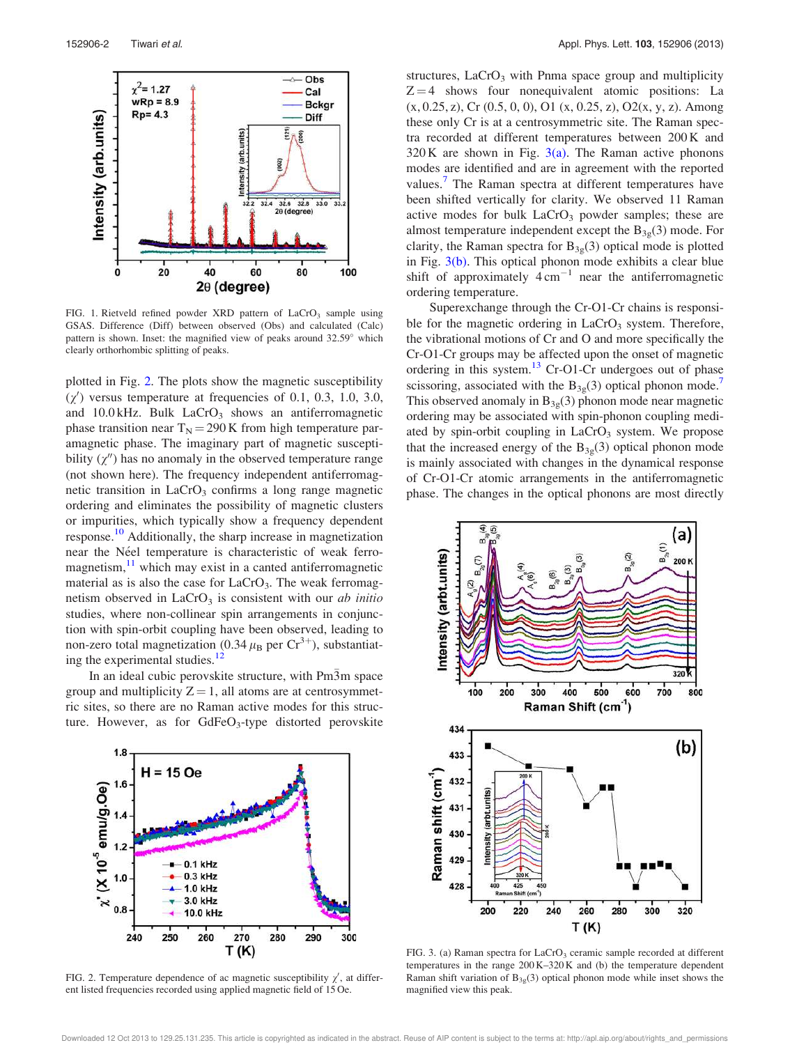FIG. 1. Rietveld refined powder XRD pattern of $LaCrO_3$ sample using GSAS. Difference (Diff) between observed (Obs) and calculated (Calc) pattern is shown. Inset: the magnified view of peaks around 32.59° which clearly orthorhombic splitting of peaks.

plotted in Fig. 2. The plots show the magnetic susceptibility ($\chi'$) versus temperature at frequencies of 0.1, 0.3, 1.0, 3.0, and 10.0 kHz. Bulk $LaCrO_3$ shows an antiferromagnetic phase transition near $T_N = 290$ K from high temperature paramagnetic phase. The imaginary part of magnetic susceptibility ($\chi''$) has no anomaly in the observed temperature range (not shown here). The frequency independent antiferromagnetic transition in $LaCrO_3$ confirms a long range magnetic ordering and eliminates the possibility of magnetic clusters or impurities, which typically show a frequency dependent response.[10] Additionally, the sharp increase in magnetization near the Néel temperature is characteristic of weak ferromagnetism,[11] which may exist in a canted antiferromagnetic material as is also the case for $LaCrO_3$. The weak ferromagnetism observed in $LaCrO_3$ is consistent with our *ab initio* studies, where non-collinear spin arrangements in conjunction with spin-orbit coupling have been observed, leading to non-zero total magnetization (0.34 $\mu_B$ per $Cr^{3+}$), substantiating the experimental studies.[12]

In an ideal cubic perovskite structure, with $Pm\bar{3}m$ space group and multiplicity $Z = 1$, all atoms are at centrosymmetric sites, so there are no Raman active modes for this structure. However, as for $GdFeO_3$-type distorted perovskite structures, $LaCrO_3$ with Pnma space group and multiplicity $Z = 4$ shows four nonequivalent atomic positions: La (x, 0.25, z), Cr (0.5, 0, 0), O1 (x, 0.25, z), O2(x, y, z). Among these only Cr is at a centrosymmetric site. The Raman spectra recorded at different temperatures between 200 K and 320 K are shown in Fig. 3(a). The Raman active phonons modes are identified and are in agreement with the reported values.[7] The Raman spectra at different temperatures have been shifted vertically for clarity. We observed 11 Raman active modes for bulk $LaCrO_3$ powder samples; these are almost temperature independent except the $B_{3g}(3)$ mode. For clarity, the Raman spectra for $B_{3g}(3)$ optical mode is plotted in Fig. 3(b). This optical phonon mode exhibits a clear blue shift of approximately 4 $cm^{-1}$ near the antiferromagnetic ordering temperature.

Superexchange through the Cr-O1-Cr chains is responsible for the magnetic ordering in $LaCrO_3$ system. Therefore, the vibrational motions of Cr and O and more specifically the Cr-O1-Cr groups may be affected upon the onset of magnetic ordering in this system.[13] Cr-O1-Cr undergoes out of phase scissoring, associated with the $B_{3g}(3)$ optical phonon mode.[7] This observed anomaly in $B_{3g}(3)$ phonon mode near magnetic ordering may be associated with spin-phonon coupling mediated by spin-orbit coupling in $LaCrO_3$ system. We propose that the increased energy of the $B_{3g}(3)$ optical phonon mode is mainly associated with changes in the dynamical response of Cr-O1-Cr atomic arrangements in the antiferromagnetic phase. The changes in the optical phonons are most directly

FIG. 2. Temperature dependence of ac magnetic susceptibility $\chi'$, at different listed frequencies recorded using applied magnetic field of 15 Oe.

FIG. 3. (a) Raman spectra for $LaCrO_3$ ceramic sample recorded at different temperatures in the range 200 K–320 K and (b) the temperature dependent Raman shift variation of $B_{3g}(3)$ optical phonon mode while inset shows the magnified view this peak.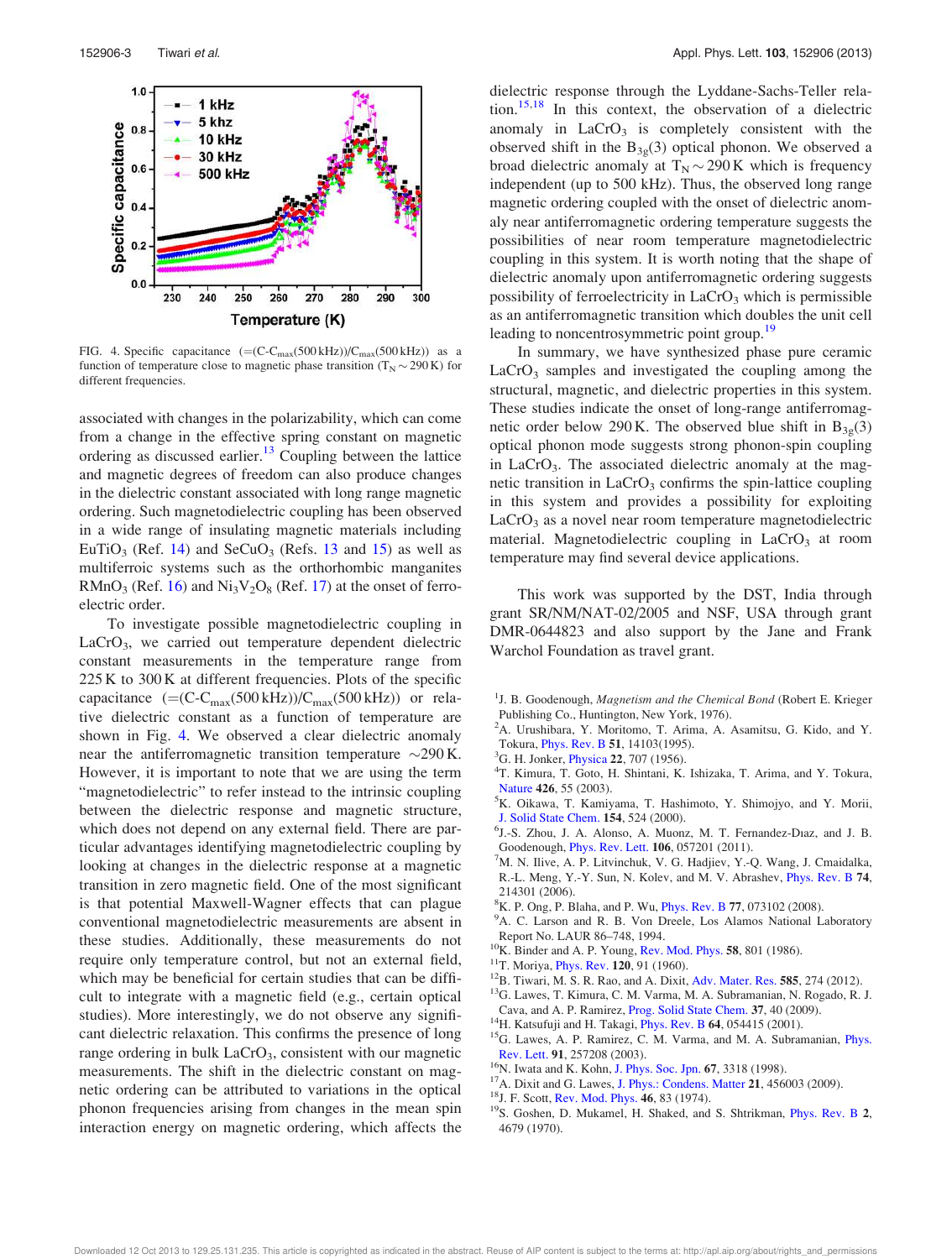1.0

0.8

0.6

0.4

0.2

0.0

Specific capacitance

230 240 250 260 270 280 290 300

Temperature (K)

1 kHz
5 khz
10 kHz
30 kHz
500 kHz

FIG. 4. Specific capacitance (=(C-$C_{max}$(500 kHz))/$C_{max}$(500 kHz)) as a function of temperature close to magnetic phase transition ($T_N \sim 290$ K) for different frequencies.

associated with changes in the polarizability, which can come from a change in the effective spring constant on magnetic ordering as discussed earlier.[13] Coupling between the lattice and magnetic degrees of freedom can also produce changes in the dielectric constant associated with long range magnetic ordering. Such magnetodielectric coupling has been observed in a wide range of insulating magnetic materials including $EuTiO_3$ (Ref. 14) and $SeCuO_3$ (Refs. 13 and 15) as well as multiferroic systems such as the orthorhombic manganites $RMnO_3$ (Ref. 16) and $Ni_3V_2O_8$ (Ref. 17) at the onset of ferroelectric order.

To investigate possible magnetodielectric coupling in $LaCrO_3$, we carried out temperature dependent dielectric constant measurements in the temperature range from 225 K to 300 K at different frequencies. Plots of the specific capacitance (=(C-$C_{max}$(500 kHz))/$C_{max}$(500 kHz)) or relative dielectric constant as a function of temperature are shown in Fig. 4. We observed a clear dielectric anomaly near the antiferromagnetic transition temperature ~290 K. However, it is important to note that we are using the term "magnetodielectric" to refer instead to the intrinsic coupling between the dielectric response and magnetic structure, which does not depend on any external field. There are particular advantages identifying magnetodielectric coupling by looking at changes in the dielectric response at a magnetic transition in zero magnetic field. One of the most significant is that potential Maxwell-Wagner effects that can plague conventional magnetodielectric measurements are absent in these studies. Additionally, these measurements do not require only temperature control, but not an external field, which may be beneficial for certain studies that can be difficult to integrate with a magnetic field (e.g., certain optical studies). More interestingly, we do not observe any significant dielectric relaxation. This confirms the presence of long range ordering in bulk $LaCrO_3$, consistent with our magnetic measurements. The shift in the dielectric constant on magnetic ordering can be attributed to variations in the optical phonon frequencies arising from changes in the mean spin interaction energy on magnetic ordering, which affects the dielectric response through the Lyddane-Sachs-Teller relation.[15,18] In this context, the observation of a dielectric anomaly in $LaCrO_3$ is completely consistent with the observed shift in the $B_{3g}(3)$ optical phonon. We observed a broad dielectric anomaly at $T_N \sim 290$ K which is frequency independent (up to 500 kHz). Thus, the observed long range magnetic ordering coupled with the onset of dielectric anomaly near antiferromagnetic ordering temperature suggests the possibilities of near room temperature magnetodielectric coupling in this system. It is worth noting that the shape of dielectric anomaly upon antiferromagnetic ordering suggests possibility of ferroelectricity in $LaCrO_3$ which is permissible as an antiferromagnetic transition which doubles the unit cell leading to noncentrosymmetric point group.[19]

In summary, we have synthesized phase pure ceramic $LaCrO_3$ samples and investigated the coupling among the structural, magnetic, and dielectric properties in this system. These studies indicate the onset of long-range antiferromagnetic order below 290 K. The observed blue shift in $B_{3g}(3)$ optical phonon mode suggests strong phonon-spin coupling in $LaCrO_3$. The associated dielectric anomaly at the magnetic transition in $LaCrO_3$ confirms the spin-lattice coupling in this system and provides a possibility for exploiting $LaCrO_3$ as a novel near room temperature magnetodielectric material. Magnetodielectric coupling in $LaCrO_3$ at room temperature may find several device applications.

This work was supported by the DST, India through grant SR/NM/NAT-02/2005 and NSF, USA through grant DMR-0644823 and also support by the Jane and Frank Warchol Foundation as travel grant.

[1] J. B. Goodenough, *Magnetism and the Chemical Bond* (Robert E. Krieger Publishing Co., Huntington, New York, 1976).
[2] A. Urushibara, Y. Moritomo, T. Arima, A. Asamitsu, G. Kido, and Y. Tokura, Phys. Rev. B **51**, 14103(1995).
[3] G. H. Jonker, Physica **22**, 707 (1956).
[4] T. Kimura, T. Goto, H. Shintani, K. Ishizaka, T. Arima, and Y. Tokura, Nature **426**, 55 (2003).
[5] K. Oikawa, T. Kamiyama, T. Hashimoto, Y. Shimojyo, and Y. Morii, J. Solid State Chem. **154**, 524 (2000).
[6] J.-S. Zhou, J. A. Alonso, A. Muonz, M. T. Fernandez-Dıaz, and J. B. Goodenough, Phys. Rev. Lett. **106**, 057201 (2011).
[7] M. N. Ilive, A. P. Litvinchuk, V. G. Hadjiev, Y.-Q. Wang, J. Cmaidalka, R.-L. Meng, Y.-Y. Sun, N. Kolev, and M. V. Abrashev, Phys. Rev. B **74**, 214301 (2006).
[8] K. P. Ong, P. Blaha, and P. Wu, Phys. Rev. B **77**, 073102 (2008).
[9] A. C. Larson and R. B. Von Dreele, Los Alamos National Laboratory Report No. LAUR 86–748, 1994.
[10] K. Binder and A. P. Young, Rev. Mod. Phys. **58**, 801 (1986).
[11] T. Moriya, Phys. Rev. **120**, 91 (1960).
[12] B. Tiwari, M. S. R. Rao, and A. Dixit, Adv. Mater. Res. **585**, 274 (2012).
[13] G. Lawes, T. Kimura, C. M. Varma, M. A. Subramanian, N. Rogado, R. J. Cava, and A. P. Ramirez, Prog. Solid State Chem. **37**, 40 (2009).
[14] H. Katsufuji and H. Takagi, Phys. Rev. B **64**, 054415 (2001).
[15] G. Lawes, A. P. Ramirez, C. M. Varma, and M. A. Subramanian, Phys. Rev. Lett. **91**, 257208 (2003).
[16] N. Iwata and K. Kohn, J. Phys. Soc. Jpn. **67**, 3318 (1998).
[17] A. Dixit and G. Lawes, J. Phys.: Condens. Matter **21**, 456003 (2009).
[18] J. F. Scott, Rev. Mod. Phys. **46**, 83 (1974).
[19] S. Goshen, D. Mukamel, H. Shaked, and S. Shtrikman, Phys. Rev. B **2**, 4679 (1970).